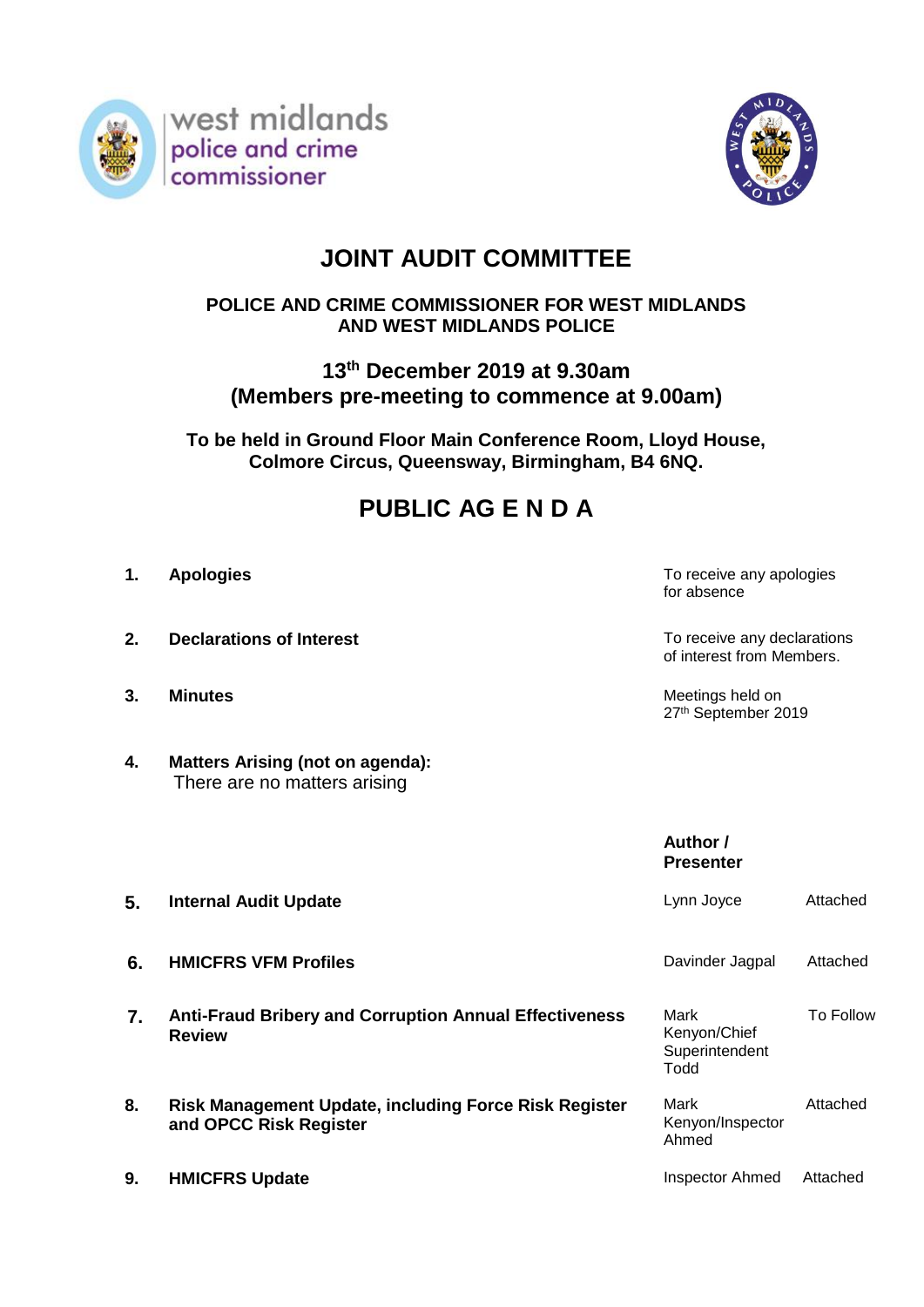west midlands police and crime commissioner

# JOINT AUDIT COMMITTEE

## POLICE AND CRIME COMMISSIONER FOR WEST MIDLANDS AND WEST MIDLANDS POLICE

## 13th December 2019 at 9.30am (Members pre-meeting to commence at 9.00am)

**To be held in Ground Floor Main Conference Room, Lloyd House, Colmore Circus, Queensway, Birmingham, B4 6NQ.**

# PUBLIC AG E N D A

| | | | |
|---|---|---|---|
| **1.** | **Apologies** | To receive any apologies for absence | |
| **2.** | **Declarations of Interest** | To receive any declarations of interest from Members. | |
| **3.** | **Minutes** | Meetings held on 27th September 2019 | |
| **4.** | **Matters Arising (not on agenda):** There are no matters arising | | |
| | | **Author / Presenter** | |
| **5.** | **Internal Audit Update** | Lynn Joyce | Attached |
| **6.** | **HMICFRS VFM Profiles** | Davinder Jagpal | Attached |
| **7.** | **Anti-Fraud Bribery and Corruption Annual Effectiveness Review** | Mark Kenyon/Chief Superintendent Todd | To Follow |
| **8.** | **Risk Management Update, including Force Risk Register and OPCC Risk Register** | Mark Kenyon/Inspector Ahmed | Attached |
| **9.** | **HMICFRS Update** | Inspector Ahmed | Attached |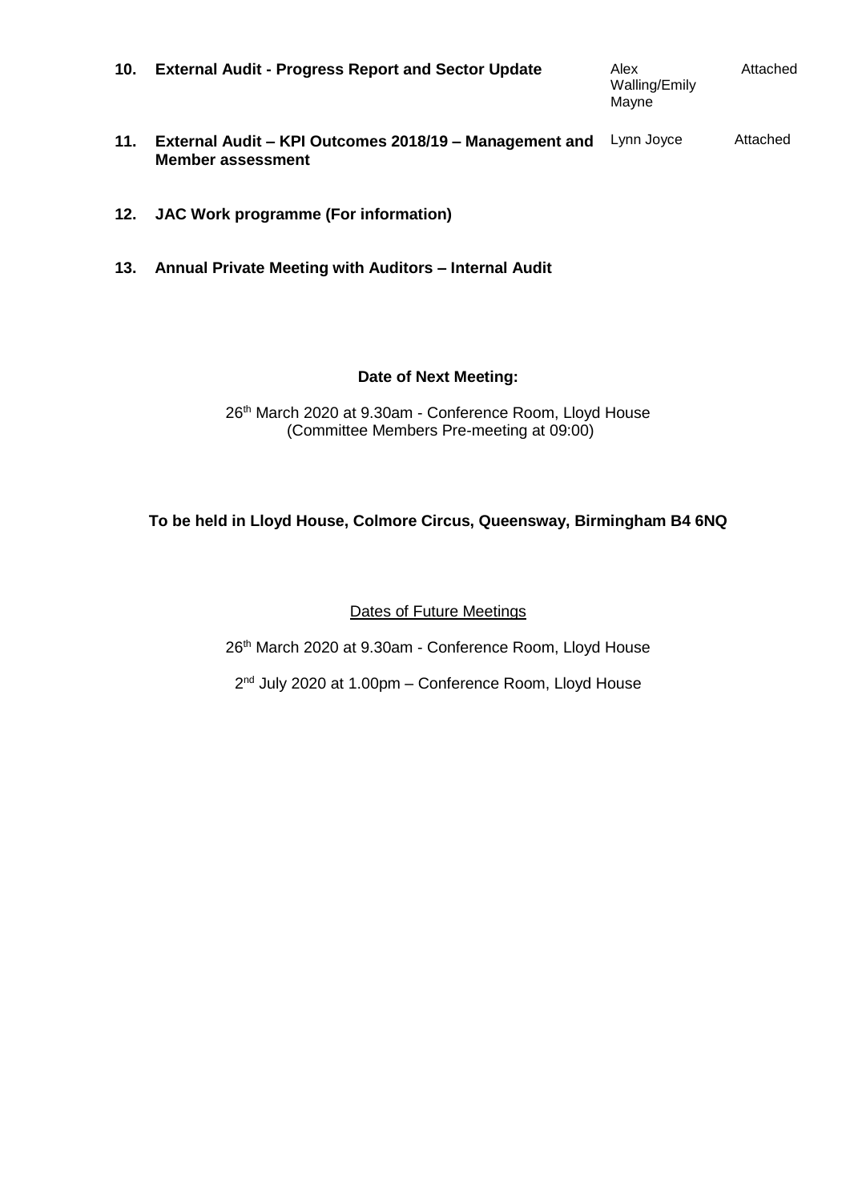| | | | |
|---|---|---|---|
| **10.** | **External Audit - Progress Report and Sector Update** | Alex Walling/Emily Mayne | Attached |
| **11.** | **External Audit – KPI Outcomes 2018/19 – Management and Member assessment** | Lynn Joyce | Attached |
| **12.** | **JAC Work programme (For information)** | | |
| **13.** | **Annual Private Meeting with Auditors – Internal Audit** | | |

**Date of Next Meeting:**

26th March 2020 at 9.30am - Conference Room, Lloyd House
(Committee Members Pre-meeting at 09:00)

**To be held in Lloyd House, Colmore Circus, Queensway, Birmingham B4 6NQ**

Dates of Future Meetings

26th March 2020 at 9.30am - Conference Room, Lloyd House

2nd July 2020 at 1.00pm – Conference Room, Lloyd House